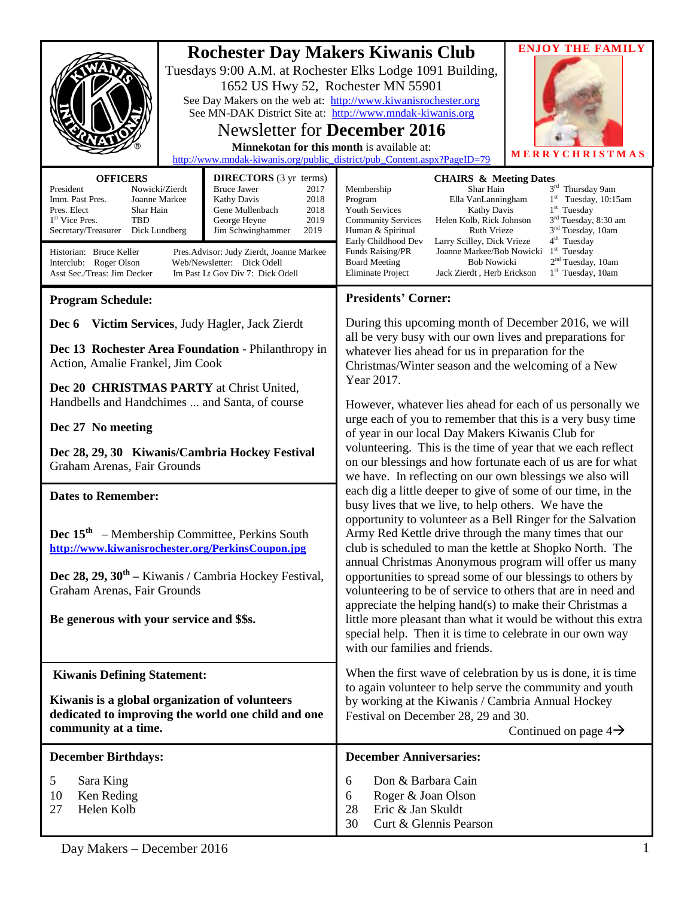# Rochester Day Makers Kiwanis Club

Tuesdays 9:00 A.M. at Rochester Elks Lodge 1091 Building, 1652 US Hwy 52, Rochester MN 55901

See Day Makers on the web at: http://www.kiwanisrochester.org

See MN-DAK District Site at: http://www.mndak-kiwanis.org

## Newsletter for December 2016

**Minnekotan for this month** is available at: http://www.mndak-kiwanis.org/public_district/pub_Content.aspx?PageID=79

**ENJOY THE FAMILY**

**MERRYCHRISTMAS**

| OFFICERS | |
|---|---|
| President | Nowicki/Zierdt |
| Imm. Past Pres. | Joanne Markee |
| Pres. Elect | Shar Hain |
| 1st Vice Pres. | TBD |
| Secretary/Treasurer | Dick Lundberg |

| DIRECTORS (3 yr terms) | |
|---|---|
| Bruce Jawer | 2017 |
| Kathy Davis | 2018 |
| Gene Mullenbach | 2018 |
| George Heyne | 2019 |
| Jim Schwinghammer | 2019 |

Historian: Bruce Keller
Interclub: Roger Olson
Asst Sec./Treas: Jim Decker
Pres.Advisor: Judy Zierdt, Joanne Markee
Web/Newsletter: Dick Odell
Im Past Lt Gov Div 7: Dick Odell

| CHAIRS & Meeting Dates | | |
|---|---|---|
| Membership | Shar Hain | 3rd Thursday 9am |
| Program | Ella VanLanningham | 1st Tuesday, 10:15am |
| Youth Services | Kathy Davis | 1st Tuesday |
| Community Services | Helen Kolb, Rick Johnson | 3rd Tuesday, 8:30 am |
| Human & Spiritual | Ruth Vrieze | 3nd Tuesday, 10am |
| Early Childhood Dev | Larry Scilley, Dick Vrieze | 4th Tuesday |
| Funds Raising/PR | Joanne Markee/Bob Nowicki | 1st Tuesday |
| Board Meeting | Bob Nowicki | 2nd Tuesday, 10am |
| Eliminate Project | Jack Zierdt , Herb Erickson | 1st Tuesday, 10am |

### Program Schedule:

**Dec 6 Victim Services**, Judy Hagler, Jack Zierdt

**Dec 13 Rochester Area Foundation** - Philanthropy in Action, Amalie Frankel, Jim Cook

**Dec 20 CHRISTMAS PARTY** at Christ United, Handbells and Handchimes ... and Santa, of course

**Dec 27 No meeting**

**Dec 28, 29, 30 Kiwanis/Cambria Hockey Festival** Graham Arenas, Fair Grounds

### Dates to Remember:

**Dec 15th** – Membership Committee, Perkins South
**http://www.kiwanisrochester.org/PerkinsCoupon.jpg**

**Dec 28, 29, 30th –** Kiwanis / Cambria Hockey Festival, Graham Arenas, Fair Grounds

**Be generous with your service and $$s.**

### Kiwanis Defining Statement:

**Kiwanis is a global organization of volunteers dedicated to improving the world one child and one community at a time.**

### Presidents' Corner:

During this upcoming month of December 2016, we will all be very busy with our own lives and preparations for whatever lies ahead for us in preparation for the Christmas/Winter season and the welcoming of a New Year 2017.

However, whatever lies ahead for each of us personally we urge each of you to remember that this is a very busy time of year in our local Day Makers Kiwanis Club for volunteering. This is the time of year that we each reflect on our blessings and how fortunate each of us are for what we have. In reflecting on our own blessings we also will each dig a little deeper to give of some of our time, in the busy lives that we live, to help others. We have the opportunity to volunteer as a Bell Ringer for the Salvation Army Red Kettle drive through the many times that our club is scheduled to man the kettle at Shopko North. The annual Christmas Anonymous program will offer us many opportunities to spread some of our blessings to others by volunteering to be of service to others that are in need and appreciate the helping hand(s) to make their Christmas a little more pleasant than what it would be without this extra special help. Then it is time to celebrate in our own way with our families and friends.

When the first wave of celebration by us is done, it is time to again volunteer to help serve the community and youth by working at the Kiwanis / Cambria Annual Hockey Festival on December 28, 29 and 30.

Continued on page 4→

### December Birthdays:

- 5 Sara King
- 10 Ken Reding
- 27 Helen Kolb

### December Anniversaries:

- 6 Don & Barbara Cain
- 6 Roger & Joan Olson
- 28 Eric & Jan Skuldt
- 30 Curt & Glennis Pearson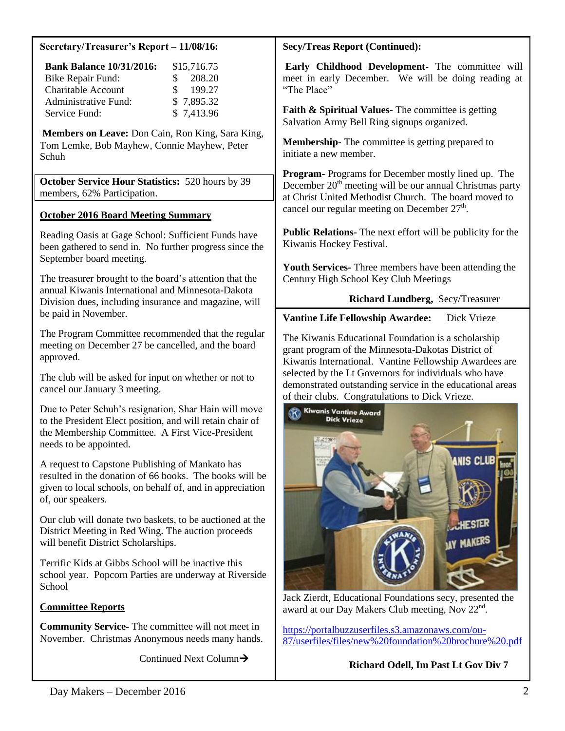**Secretary/Treasurer's Report – 11/08/16:**

| | |
|---|---|
| **Bank Balance 10/31/2016:** | $15,716.75 |
| Bike Repair Fund: | $ 208.20 |
| Charitable Account | $ 199.27 |
| Administrative Fund: | $ 7,895.32 |
| Service Fund: | $ 7,413.96 |

**Members on Leave:** Don Cain, Ron King, Sara King, Tom Lemke, Bob Mayhew, Connie Mayhew, Peter Schuh

**October Service Hour Statistics:** 520 hours by 39 members, 62% Participation.

**October 2016 Board Meeting Summary**

Reading Oasis at Gage School: Sufficient Funds have been gathered to send in. No further progress since the September board meeting.

The treasurer brought to the board's attention that the annual Kiwanis International and Minnesota-Dakota Division dues, including insurance and magazine, will be paid in November.

The Program Committee recommended that the regular meeting on December 27 be cancelled, and the board approved.

The club will be asked for input on whether or not to cancel our January 3 meeting.

Due to Peter Schuh's resignation, Shar Hain will move to the President Elect position, and will retain chair of the Membership Committee. A First Vice-President needs to be appointed.

A request to Capstone Publishing of Mankato has resulted in the donation of 66 books. The books will be given to local schools, on behalf of, and in appreciation of, our speakers.

Our club will donate two baskets, to be auctioned at the District Meeting in Red Wing. The auction proceeds will benefit District Scholarships.

Terrific Kids at Gibbs School will be inactive this school year. Popcorn Parties are underway at Riverside School

**Committee Reports**

**Community Service**- The committee will not meet in November. Christmas Anonymous needs many hands.

Continued Next Column→

**Secy/Treas Report (Continued):**

**Early Childhood Development-** The committee will meet in early December. We will be doing reading at "The Place"

**Faith & Spiritual Values-** The committee is getting Salvation Army Bell Ring signups organized.

**Membership-** The committee is getting prepared to initiate a new member.

**Program-** Programs for December mostly lined up. The December 20th meeting will be our annual Christmas party at Christ United Methodist Church. The board moved to cancel our regular meeting on December 27th.

**Public Relations-** The next effort will be publicity for the Kiwanis Hockey Festival.

**Youth Services-** Three members have been attending the Century High School Key Club Meetings

**Richard Lundberg,** Secy/Treasurer

**Vantine Life Fellowship Awardee:** Dick Vrieze

The Kiwanis Educational Foundation is a scholarship grant program of the Minnesota-Dakotas District of Kiwanis International. Vantine Fellowship Awardees are selected by the Lt Governors for individuals who have demonstrated outstanding service in the educational areas of their clubs. Congratulations to Dick Vrieze.

Jack Zierdt, Educational Foundations secy, presented the award at our Day Makers Club meeting, Nov 22nd.

https://portalbuzzuserfiles.s3.amazonaws.com/ou-87/userfiles/files/new%20foundation%20brochure%20.pdf

**Richard Odell, Im Past Lt Gov Div 7**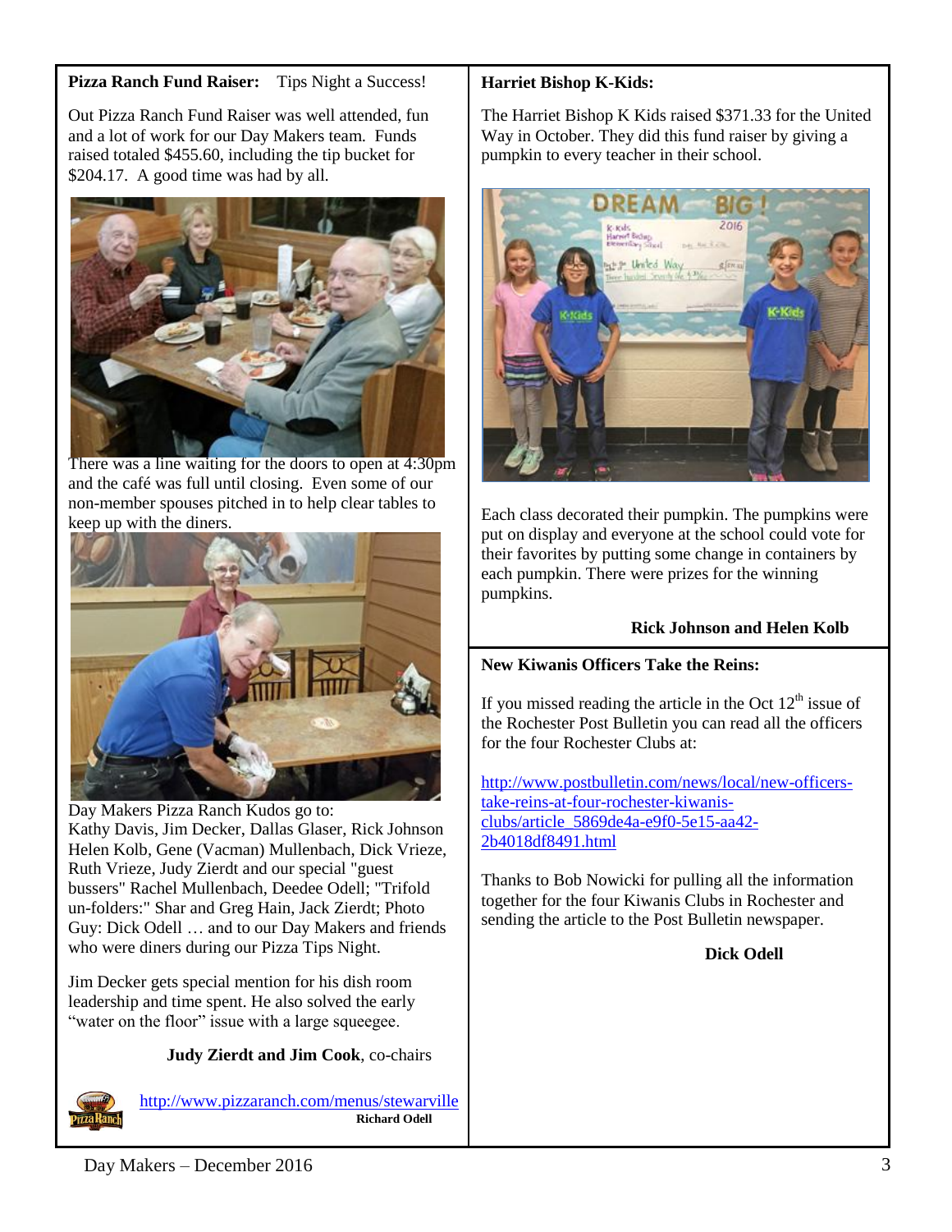**Pizza Ranch Fund Raiser:** Tips Night a Success!

Out Pizza Ranch Fund Raiser was well attended, fun and a lot of work for our Day Makers team. Funds raised totaled $455.60, including the tip bucket for $204.17. A good time was had by all.

There was a line waiting for the doors to open at 4:30pm and the café was full until closing. Even some of our non-member spouses pitched in to help clear tables to keep up with the diners.

Day Makers Pizza Ranch Kudos go to:
Kathy Davis, Jim Decker, Dallas Glaser, Rick Johnson Helen Kolb, Gene (Vacman) Mullenbach, Dick Vrieze, Ruth Vrieze, Judy Zierdt and our special "guest bussers" Rachel Mullenbach, Deedee Odell; "Trifold un-folders:" Shar and Greg Hain, Jack Zierdt; Photo Guy: Dick Odell … and to our Day Makers and friends who were diners during our Pizza Tips Night.

Jim Decker gets special mention for his dish room leadership and time spent. He also solved the early "water on the floor" issue with a large squeegee.

**Judy Zierdt and Jim Cook**, co-chairs

http://www.pizzaranch.com/menus/stewarville
**Richard Odell**

**Harriet Bishop K-Kids:**

The Harriet Bishop K Kids raised $371.33 for the United Way in October. They did this fund raiser by giving a pumpkin to every teacher in their school.

Each class decorated their pumpkin. The pumpkins were put on display and everyone at the school could vote for their favorites by putting some change in containers by each pumpkin. There were prizes for the winning pumpkins.

**Rick Johnson and Helen Kolb**

**New Kiwanis Officers Take the Reins:**

If you missed reading the article in the Oct 12th issue of the Rochester Post Bulletin you can read all the officers for the four Rochester Clubs at:

http://www.postbulletin.com/news/local/new-officers-take-reins-at-four-rochester-kiwanis-clubs/article_5869de4a-e9f0-5e15-aa42-2b4018df8491.html

Thanks to Bob Nowicki for pulling all the information together for the four Kiwanis Clubs in Rochester and sending the article to the Post Bulletin newspaper.

**Dick Odell**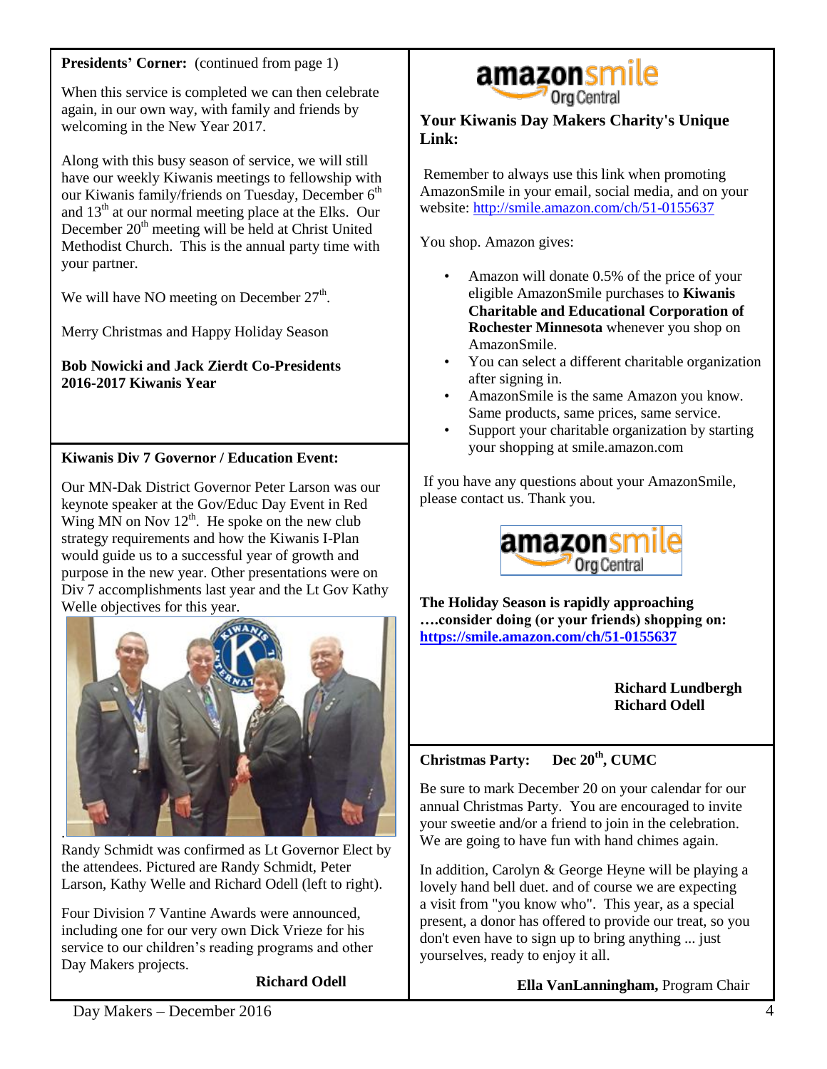**Presidents' Corner:** (continued from page 1)

When this service is completed we can then celebrate again, in our own way, with family and friends by welcoming in the New Year 2017.

Along with this busy season of service, we will still have our weekly Kiwanis meetings to fellowship with our Kiwanis family/friends on Tuesday, December 6th and 13th at our normal meeting place at the Elks. Our December 20th meeting will be held at Christ United Methodist Church. This is the annual party time with your partner.

We will have NO meeting on December 27th.

Merry Christmas and Happy Holiday Season

**Bob Nowicki and Jack Zierdt Co-Presidents**
**2016-2017 Kiwanis Year**

**Kiwanis Div 7 Governor / Education Event:**

Our MN-Dak District Governor Peter Larson was our keynote speaker at the Gov/Educ Day Event in Red Wing MN on Nov 12th. He spoke on the new club strategy requirements and how the Kiwanis I-Plan would guide us to a successful year of growth and purpose in the new year. Other presentations were on Div 7 accomplishments last year and the Lt Gov Kathy Welle objectives for this year.

Randy Schmidt was confirmed as Lt Governor Elect by the attendees. Pictured are Randy Schmidt, Peter Larson, Kathy Welle and Richard Odell (left to right).

Four Division 7 Vantine Awards were announced, including one for our very own Dick Vrieze for his service to our children's reading programs and other Day Makers projects.

**Richard Odell**

amazonsmile Org Central

**Your Kiwanis Day Makers Charity's Unique Link:**

Remember to always use this link when promoting AmazonSmile in your email, social media, and on your website: http://smile.amazon.com/ch/51-0155637

You shop. Amazon gives:

- Amazon will donate 0.5% of the price of your eligible AmazonSmile purchases to **Kiwanis Charitable and Educational Corporation of Rochester Minnesota** whenever you shop on AmazonSmile.
- You can select a different charitable organization after signing in.
- AmazonSmile is the same Amazon you know. Same products, same prices, same service.
- Support your charitable organization by starting your shopping at smile.amazon.com

If you have any questions about your AmazonSmile, please contact us. Thank you.

amazonsmile Org Central

**The Holiday Season is rapidly approaching ….consider doing (or your friends) shopping on:**
**https://smile.amazon.com/ch/51-0155637**

**Richard Lundbergh**
**Richard Odell**

**Christmas Party: Dec 20th, CUMC**

Be sure to mark December 20 on your calendar for our annual Christmas Party. You are encouraged to invite your sweetie and/or a friend to join in the celebration. We are going to have fun with hand chimes again.

In addition, Carolyn & George Heyne will be playing a lovely hand bell duet. and of course we are expecting a visit from "you know who". This year, as a special present, a donor has offered to provide our treat, so you don't even have to sign up to bring anything ... just yourselves, ready to enjoy it all.

**Ella VanLanningham,** Program Chair